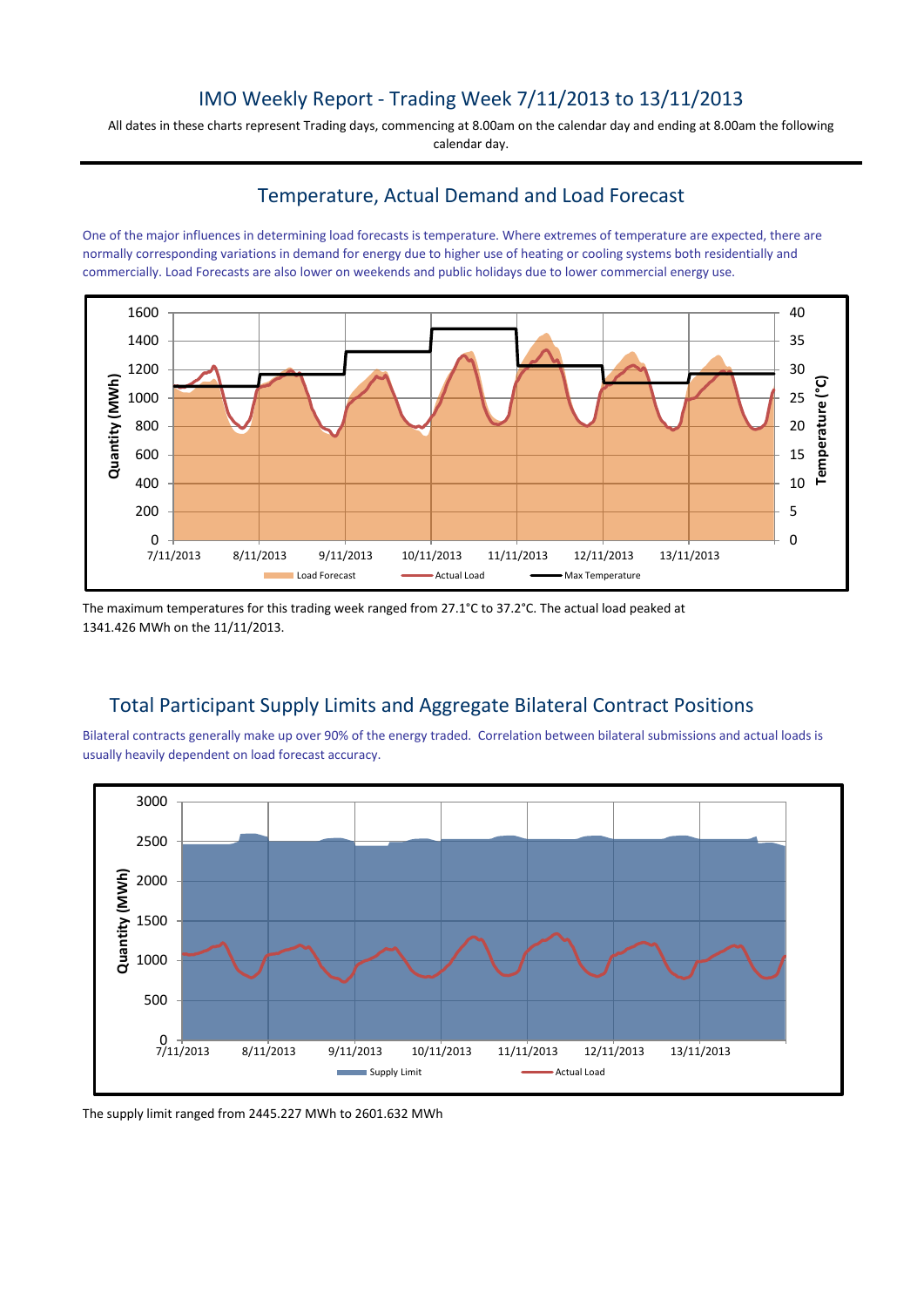# IMO Weekly Report - Trading Week 7/11/2013 to 13/11/2013

All dates in these charts represent Trading days, commencing at 8.00am on the calendar day and ending at 8.00am the following calendar day.

## Temperature, Actual Demand and Load Forecast

One of the major influences in determining load forecasts is temperature. Where extremes of temperature are expected, there are normally corresponding variations in demand for energy due to higher use of heating or cooling systems both residentially and commercially. Load Forecasts are also lower on weekends and public holidays due to lower commercial energy use.

The maximum temperatures for this trading week ranged from 27.1°C to 37.2°C. The actual load peaked at 1341.426 MWh on the 11/11/2013.

## Total Participant Supply Limits and Aggregate Bilateral Contract Positions

Bilateral contracts generally make up over 90% of the energy traded. Correlation between bilateral submissions and actual loads is usually heavily dependent on load forecast accuracy.

The supply limit ranged from 2445.227 MWh to 2601.632 MWh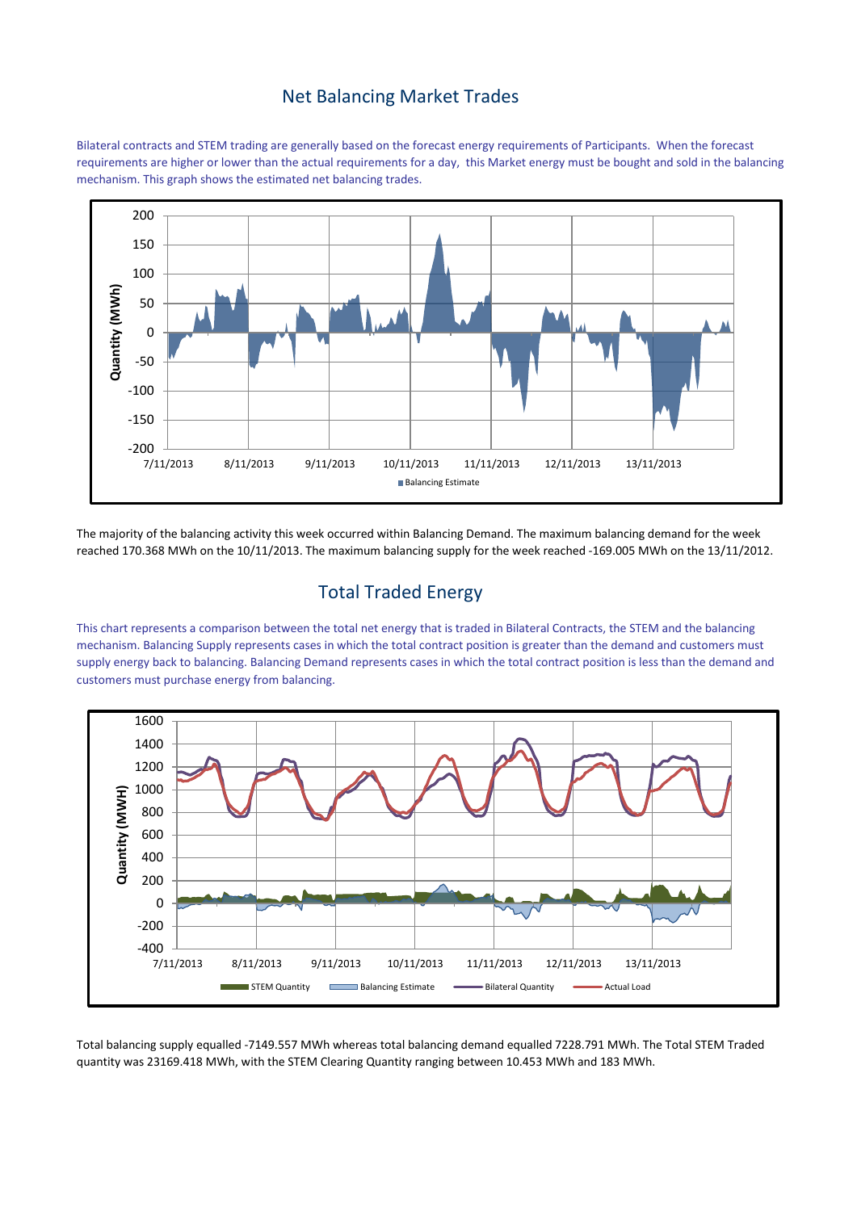## Net Balancing Market Trades

Bilateral contracts and STEM trading are generally based on the forecast energy requirements of Participants. When the forecast requirements are higher or lower than the actual requirements for a day, this Market energy must be bought and sold in the balancing mechanism. This graph shows the estimated net balancing trades.

The majority of the balancing activity this week occurred within Balancing Demand. The maximum balancing demand for the week reached 170.368 MWh on the 10/11/2013. The maximum balancing supply for the week reached -169.005 MWh on the 13/11/2012.

## Total Traded Energy

This chart represents a comparison between the total net energy that is traded in Bilateral Contracts, the STEM and the balancing mechanism. Balancing Supply represents cases in which the total contract position is greater than the demand and customers must supply energy back to balancing. Balancing Demand represents cases in which the total contract position is less than the demand and customers must purchase energy from balancing.

Total balancing supply equalled -7149.557 MWh whereas total balancing demand equalled 7228.791 MWh. The Total STEM Traded quantity was 23169.418 MWh, with the STEM Clearing Quantity ranging between 10.453 MWh and 183 MWh.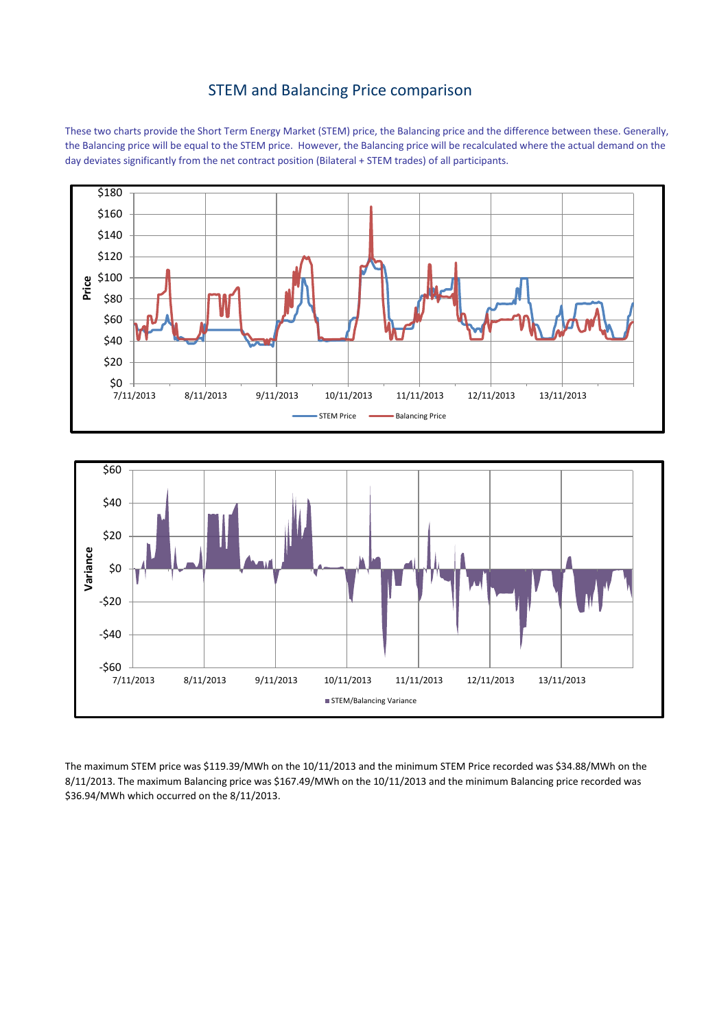# STEM and Balancing Price comparison

These two charts provide the Short Term Energy Market (STEM) price, the Balancing price and the difference between these. Generally, the Balancing price will be equal to the STEM price. However, the Balancing price will be recalculated where the actual demand on the day deviates significantly from the net contract position (Bilateral + STEM trades) of all participants.

Price

$180
$160
$140
$120
$100
$80
$60
$40
$20
$0

7/11/2013 8/11/2013 9/11/2013 10/11/2013 11/11/2013 12/11/2013 13/11/2013

STEM Price
Balancing Price

Variance

$60
$40
$20
$0
-$20
-$40
-$60

7/11/2013 8/11/2013 9/11/2013 10/11/2013 11/11/2013 12/11/2013 13/11/2013

STEM/Balancing Variance

The maximum STEM price was $119.39/MWh on the 10/11/2013 and the minimum STEM Price recorded was $34.88/MWh on the 8/11/2013. The maximum Balancing price was $167.49/MWh on the 10/11/2013 and the minimum Balancing price recorded was $36.94/MWh which occurred on the 8/11/2013.